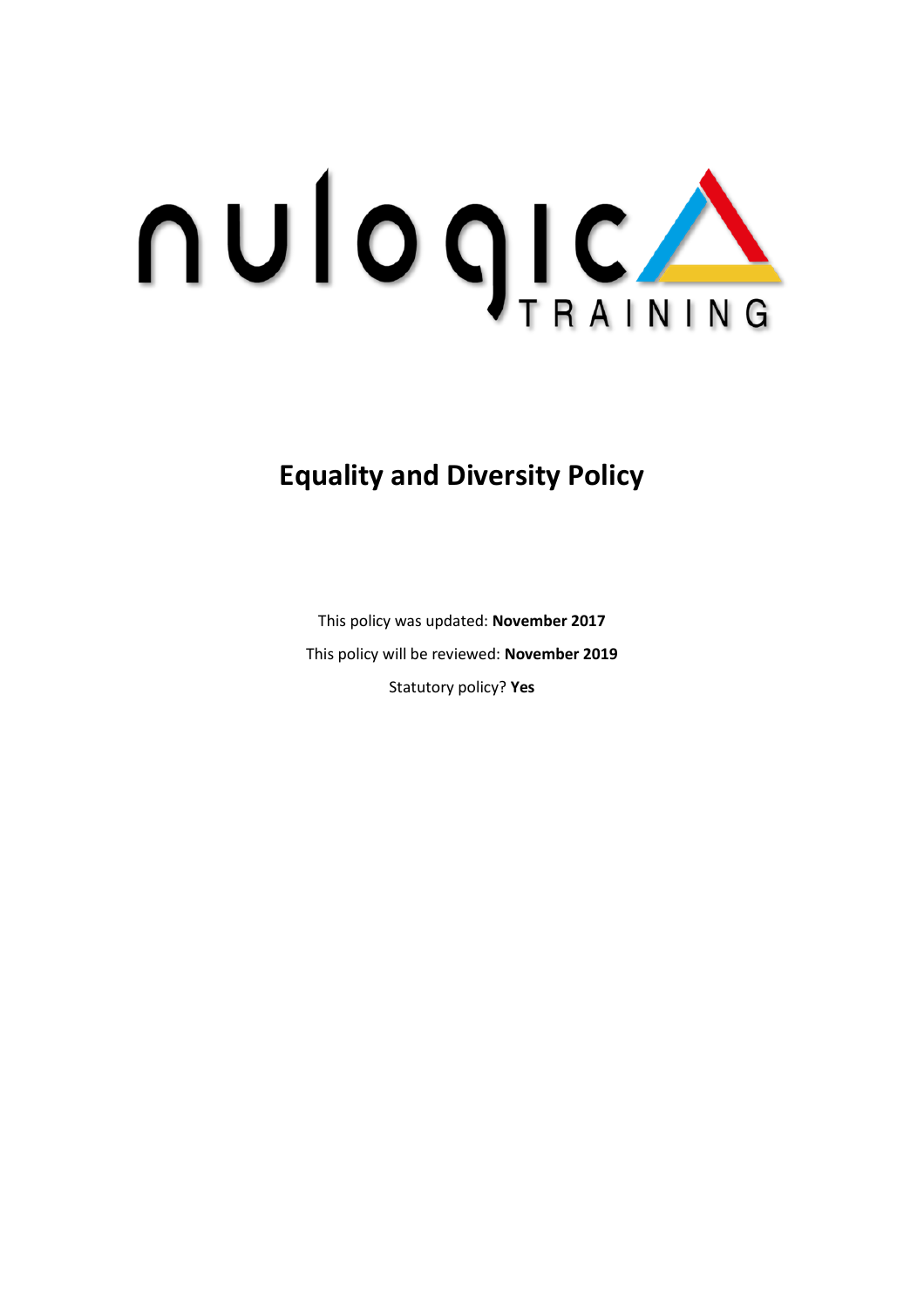nulogic TRAINING

# Equality and Diversity Policy

This policy was updated: **November 2017**

This policy will be reviewed: **November 2019**

Statutory policy? **Yes**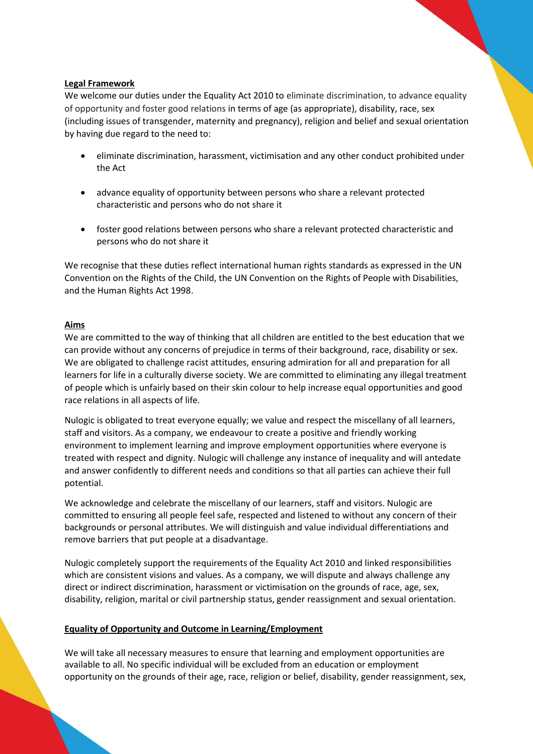## Legal Framework

We welcome our duties under the Equality Act 2010 to eliminate discrimination, to advance equality of opportunity and foster good relations in terms of age (as appropriate), disability, race, sex (including issues of transgender, maternity and pregnancy), religion and belief and sexual orientation by having due regard to the need to:

- eliminate discrimination, harassment, victimisation and any other conduct prohibited under the Act
- advance equality of opportunity between persons who share a relevant protected characteristic and persons who do not share it
- foster good relations between persons who share a relevant protected characteristic and persons who do not share it

We recognise that these duties reflect international human rights standards as expressed in the UN Convention on the Rights of the Child, the UN Convention on the Rights of People with Disabilities, and the Human Rights Act 1998.

## Aims

We are committed to the way of thinking that all children are entitled to the best education that we can provide without any concerns of prejudice in terms of their background, race, disability or sex. We are obligated to challenge racist attitudes, ensuring admiration for all and preparation for all learners for life in a culturally diverse society. We are committed to eliminating any illegal treatment of people which is unfairly based on their skin colour to help increase equal opportunities and good race relations in all aspects of life.

Nulogic is obligated to treat everyone equally; we value and respect the miscellany of all learners, staff and visitors. As a company, we endeavour to create a positive and friendly working environment to implement learning and improve employment opportunities where everyone is treated with respect and dignity. Nulogic will challenge any instance of inequality and will antedate and answer confidently to different needs and conditions so that all parties can achieve their full potential.

We acknowledge and celebrate the miscellany of our learners, staff and visitors. Nulogic are committed to ensuring all people feel safe, respected and listened to without any concern of their backgrounds or personal attributes. We will distinguish and value individual differentiations and remove barriers that put people at a disadvantage.

Nulogic completely support the requirements of the Equality Act 2010 and linked responsibilities which are consistent visions and values. As a company, we will dispute and always challenge any direct or indirect discrimination, harassment or victimisation on the grounds of race, age, sex, disability, religion, marital or civil partnership status, gender reassignment and sexual orientation.

## Equality of Opportunity and Outcome in Learning/Employment

We will take all necessary measures to ensure that learning and employment opportunities are available to all. No specific individual will be excluded from an education or employment opportunity on the grounds of their age, race, religion or belief, disability, gender reassignment, sex,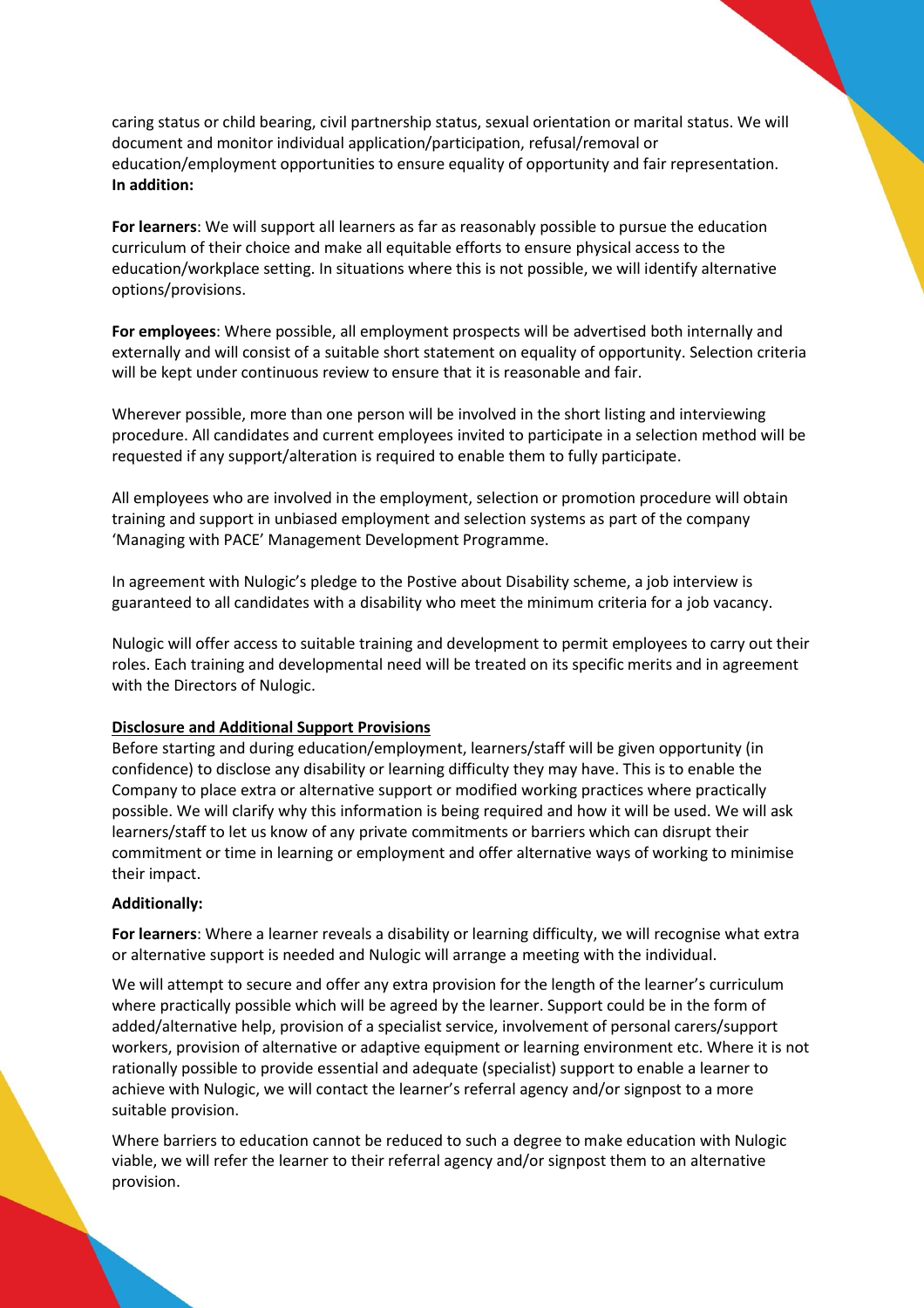caring status or child bearing, civil partnership status, sexual orientation or marital status. We will document and monitor individual application/participation, refusal/removal or education/employment opportunities to ensure equality of opportunity and fair representation.
**In addition:**

**For learners**: We will support all learners as far as reasonably possible to pursue the education curriculum of their choice and make all equitable efforts to ensure physical access to the education/workplace setting. In situations where this is not possible, we will identify alternative options/provisions.

**For employees**: Where possible, all employment prospects will be advertised both internally and externally and will consist of a suitable short statement on equality of opportunity. Selection criteria will be kept under continuous review to ensure that it is reasonable and fair.

Wherever possible, more than one person will be involved in the short listing and interviewing procedure. All candidates and current employees invited to participate in a selection method will be requested if any support/alteration is required to enable them to fully participate.

All employees who are involved in the employment, selection or promotion procedure will obtain training and support in unbiased employment and selection systems as part of the company 'Managing with PACE' Management Development Programme.

In agreement with Nulogic's pledge to the Postive about Disability scheme, a job interview is guaranteed to all candidates with a disability who meet the minimum criteria for a job vacancy.

Nulogic will offer access to suitable training and development to permit employees to carry out their roles. Each training and developmental need will be treated on its specific merits and in agreement with the Directors of Nulogic.

**Disclosure and Additional Support Provisions**

Before starting and during education/employment, learners/staff will be given opportunity (in confidence) to disclose any disability or learning difficulty they may have. This is to enable the Company to place extra or alternative support or modified working practices where practically possible. We will clarify why this information is being required and how it will be used. We will ask learners/staff to let us know of any private commitments or barriers which can disrupt their commitment or time in learning or employment and offer alternative ways of working to minimise their impact.

**Additionally:**

**For learners**: Where a learner reveals a disability or learning difficulty, we will recognise what extra or alternative support is needed and Nulogic will arrange a meeting with the individual.

We will attempt to secure and offer any extra provision for the length of the learner's curriculum where practically possible which will be agreed by the learner. Support could be in the form of added/alternative help, provision of a specialist service, involvement of personal carers/support workers, provision of alternative or adaptive equipment or learning environment etc. Where it is not rationally possible to provide essential and adequate (specialist) support to enable a learner to achieve with Nulogic, we will contact the learner's referral agency and/or signpost to a more suitable provision.

Where barriers to education cannot be reduced to such a degree to make education with Nulogic viable, we will refer the learner to their referral agency and/or signpost them to an alternative provision.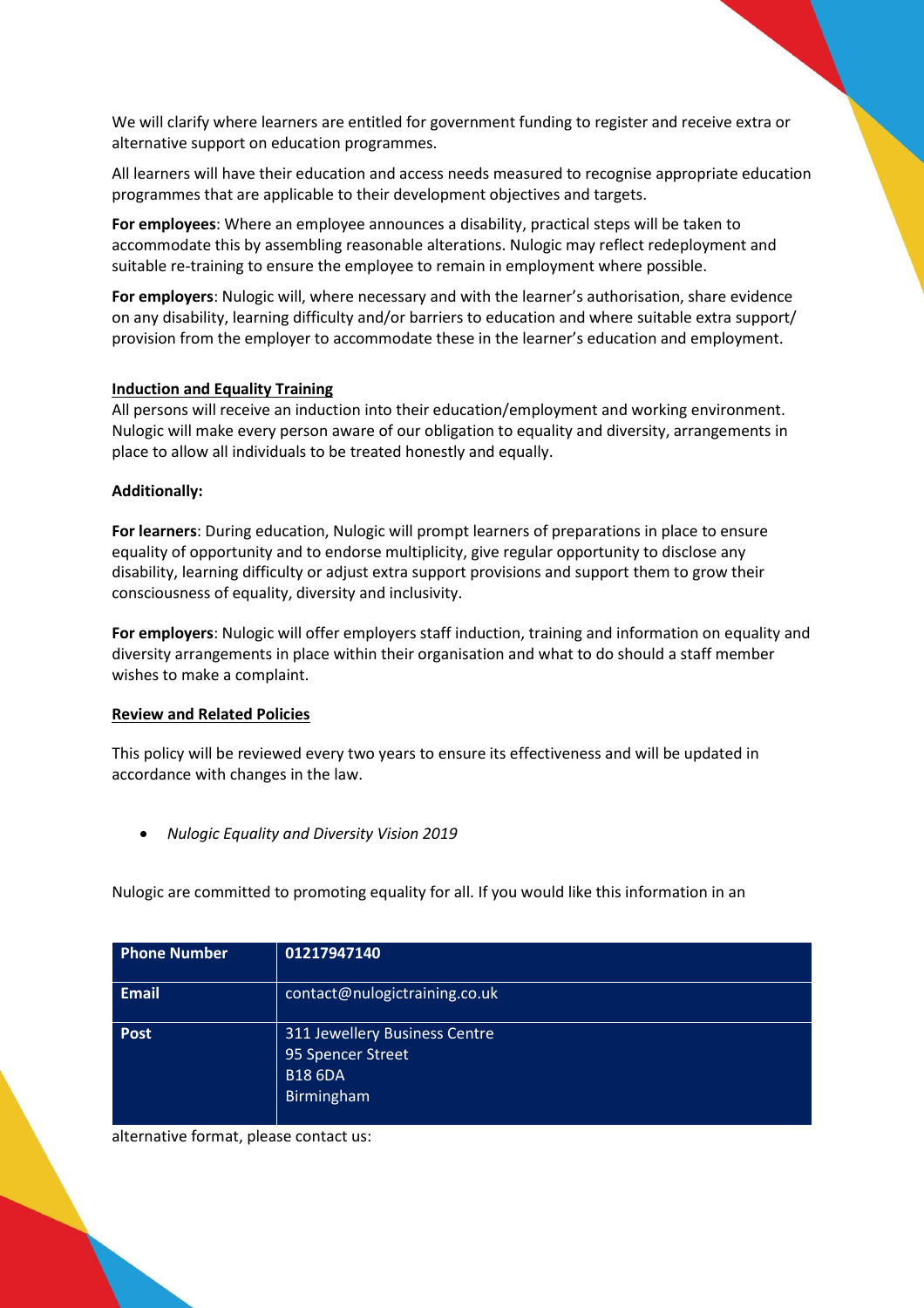We will clarify where learners are entitled for government funding to register and receive extra or alternative support on education programmes.

All learners will have their education and access needs measured to recognise appropriate education programmes that are applicable to their development objectives and targets.

**For employees**: Where an employee announces a disability, practical steps will be taken to accommodate this by assembling reasonable alterations. Nulogic may reflect redeployment and suitable re-training to ensure the employee to remain in employment where possible.

**For employers**: Nulogic will, where necessary and with the learner's authorisation, share evidence on any disability, learning difficulty and/or barriers to education and where suitable extra support/ provision from the employer to accommodate these in the learner's education and employment.

**Induction and Equality Training**

All persons will receive an induction into their education/employment and working environment. Nulogic will make every person aware of our obligation to equality and diversity, arrangements in place to allow all individuals to be treated honestly and equally.

**Additionally:**

**For learners**: During education, Nulogic will prompt learners of preparations in place to ensure equality of opportunity and to endorse multiplicity, give regular opportunity to disclose any disability, learning difficulty or adjust extra support provisions and support them to grow their consciousness of equality, diversity and inclusivity.

**For employers**: Nulogic will offer employers staff induction, training and information on equality and diversity arrangements in place within their organisation and what to do should a staff member wishes to make a complaint.

**Review and Related Policies**

This policy will be reviewed every two years to ensure its effectiveness and will be updated in accordance with changes in the law.

- *Nulogic Equality and Diversity Vision 2019*

Nulogic are committed to promoting equality for all. If you would like this information in an alternative format, please contact us:

| | |
|---|---|
| **Phone Number** | **01217947140** |
| **Email** | contact@nulogictraining.co.uk |
| **Post** | 311 Jewellery Business Centre<br>95 Spencer Street<br>B18 6DA<br>Birmingham |